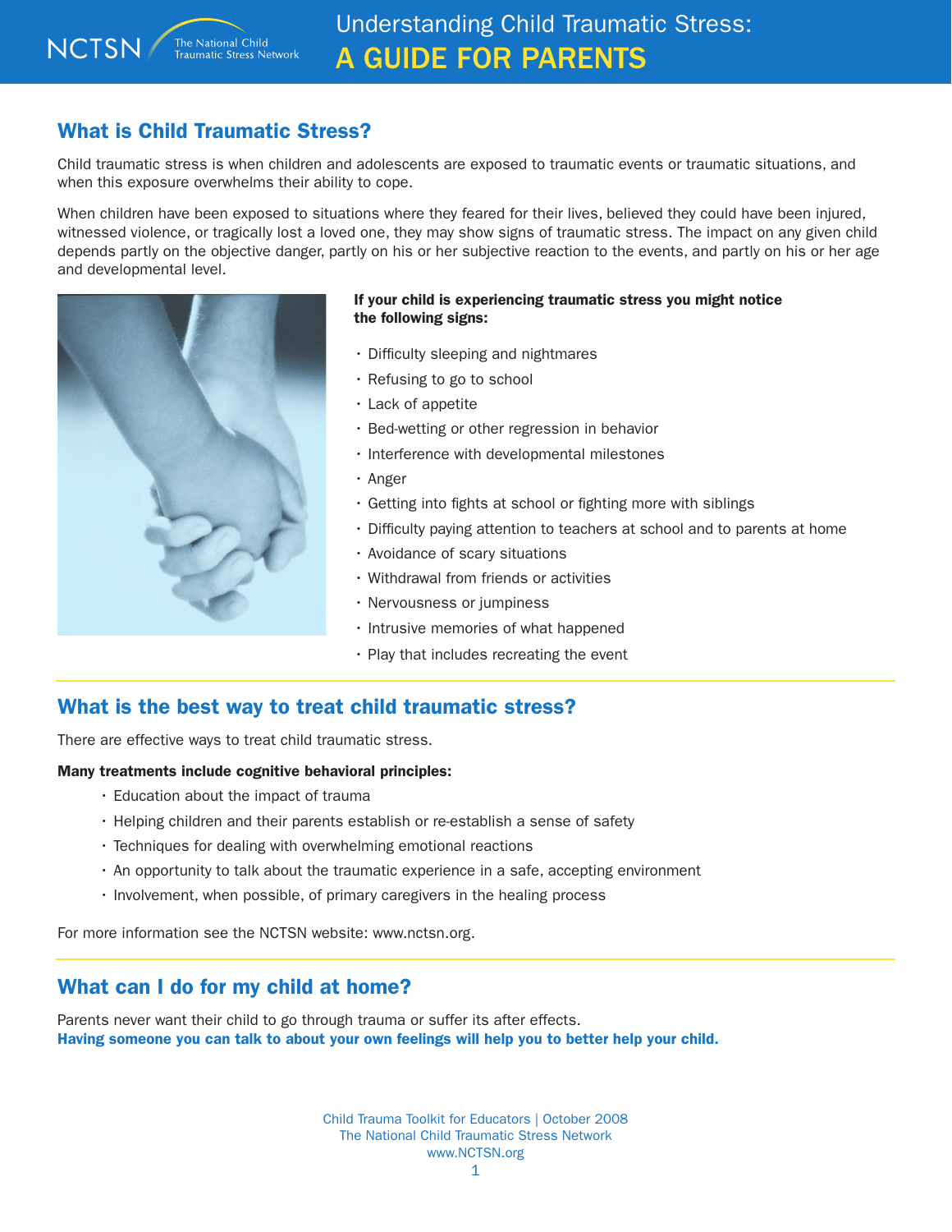# Understanding Child Traumatic Stress: A GUIDE FOR PARENTS

## What is Child Traumatic Stress?

Child traumatic stress is when children and adolescents are exposed to traumatic events or traumatic situations, and when this exposure overwhelms their ability to cope.

When children have been exposed to situations where they feared for their lives, believed they could have been injured, witnessed violence, or tragically lost a loved one, they may show signs of traumatic stress. The impact on any given child depends partly on the objective danger, partly on his or her subjective reaction to the events, and partly on his or her age and developmental level.

**If your child is experiencing traumatic stress you might notice the following signs:**

- Difficulty sleeping and nightmares
- Refusing to go to school
- Lack of appetite
- Bed-wetting or other regression in behavior
- Interference with developmental milestones
- Anger
- Getting into fights at school or fighting more with siblings
- Difficulty paying attention to teachers at school and to parents at home
- Avoidance of scary situations
- Withdrawal from friends or activities
- Nervousness or jumpiness
- Intrusive memories of what happened
- Play that includes recreating the event

## What is the best way to treat child traumatic stress?

There are effective ways to treat child traumatic stress.

**Many treatments include cognitive behavioral principles:**

- Education about the impact of trauma
- Helping children and their parents establish or re-establish a sense of safety
- Techniques for dealing with overwhelming emotional reactions
- An opportunity to talk about the traumatic experience in a safe, accepting environment
- Involvement, when possible, of primary caregivers in the healing process

For more information see the NCTSN website: www.nctsn.org.

## What can I do for my child at home?

Parents never want their child to go through trauma or suffer its after effects.
**Having someone you can talk to about your own feelings will help you to better help your child.**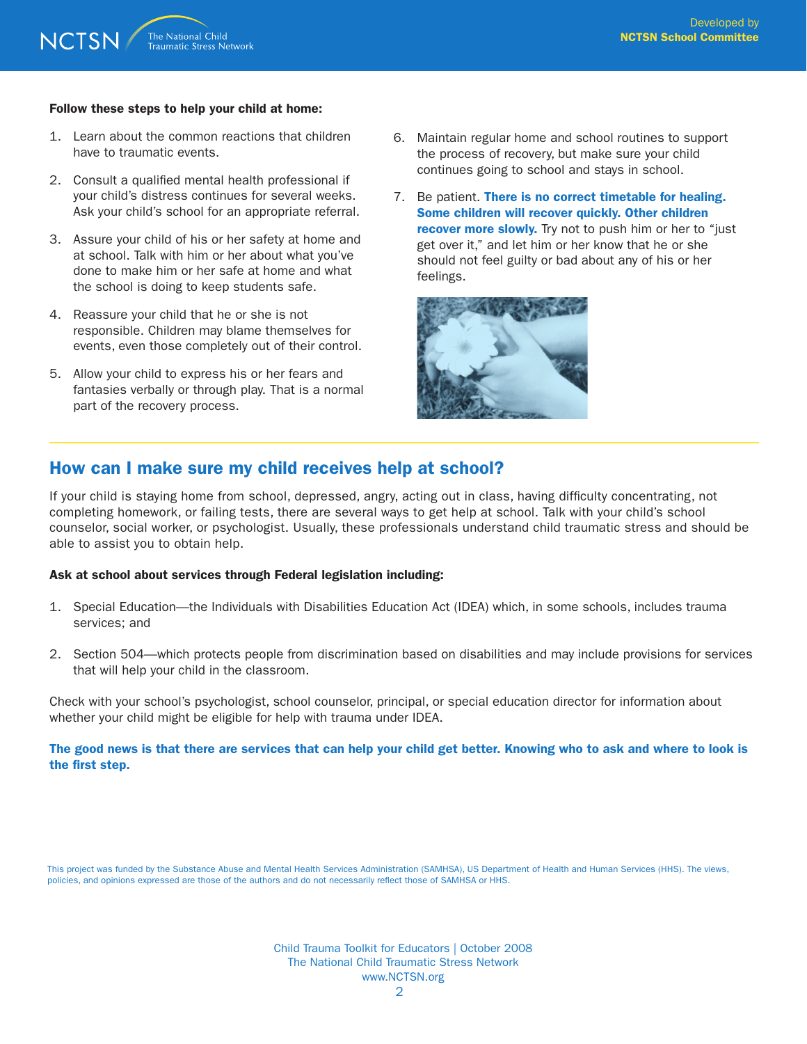**Follow these steps to help your child at home:**

1. Learn about the common reactions that children have to traumatic events.
2. Consult a qualified mental health professional if your child's distress continues for several weeks. Ask your child's school for an appropriate referral.
3. Assure your child of his or her safety at home and at school. Talk with him or her about what you've done to make him or her safe at home and what the school is doing to keep students safe.
4. Reassure your child that he or she is not responsible. Children may blame themselves for events, even those completely out of their control.
5. Allow your child to express his or her fears and fantasies verbally or through play. That is a normal part of the recovery process.
6. Maintain regular home and school routines to support the process of recovery, but make sure your child continues going to school and stays in school.
7. Be patient. **There is no correct timetable for healing. Some children will recover quickly. Other children recover more slowly.** Try not to push him or her to "just get over it," and let him or her know that he or she should not feel guilty or bad about any of his or her feelings.

## How can I make sure my child receives help at school?

If your child is staying home from school, depressed, angry, acting out in class, having difficulty concentrating, not completing homework, or failing tests, there are several ways to get help at school. Talk with your child's school counselor, social worker, or psychologist. Usually, these professionals understand child traumatic stress and should be able to assist you to obtain help.

**Ask at school about services through Federal legislation including:**

1. Special Education—the Individuals with Disabilities Education Act (IDEA) which, in some schools, includes trauma services; and
2. Section 504—which protects people from discrimination based on disabilities and may include provisions for services that will help your child in the classroom.

Check with your school's psychologist, school counselor, principal, or special education director for information about whether your child might be eligible for help with trauma under IDEA.

**The good news is that there are services that can help your child get better. Knowing who to ask and where to look is the first step.**

This project was funded by the Substance Abuse and Mental Health Services Administration (SAMHSA), US Department of Health and Human Services (HHS). The views, policies, and opinions expressed are those of the authors and do not necessarily reflect those of SAMHSA or HHS.